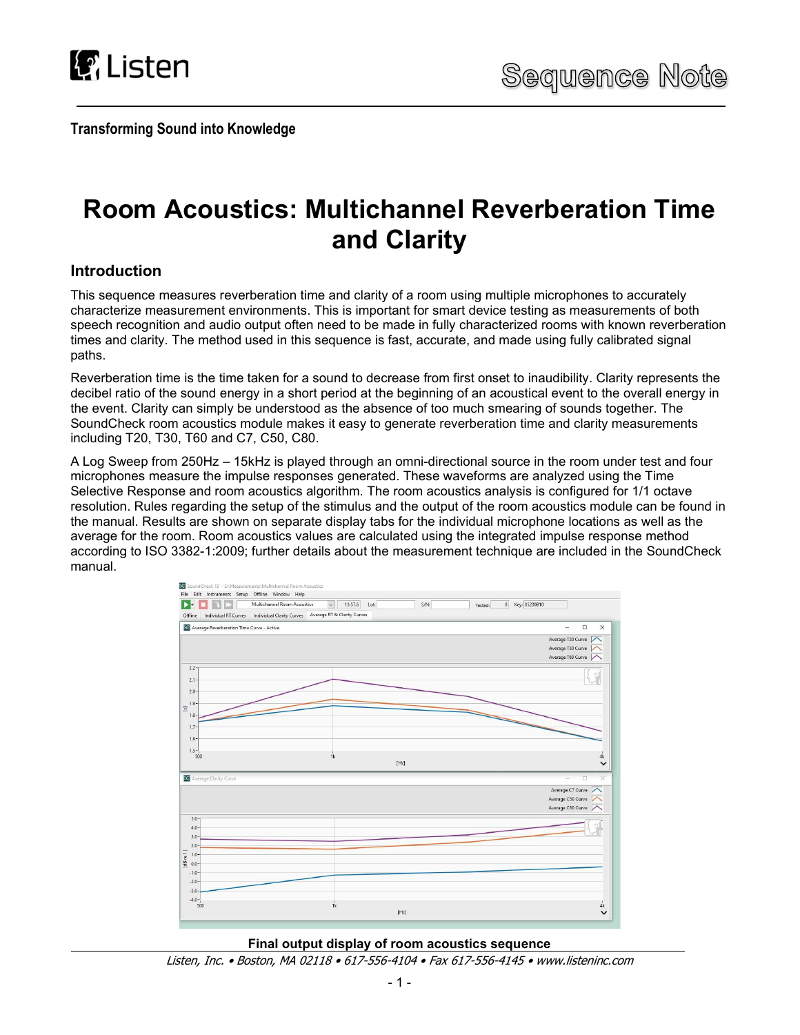Transforming Sound into Knowledge

# Room Acoustics: Multichannel Reverberation Time and Clarity

## Introduction

This sequence measures reverberation time and clarity of a room using multiple microphones to accurately characterize measurement environments. This is important for smart device testing as measurements of both speech recognition and audio output often need to be made in fully characterized rooms with known reverberation times and clarity. The method used in this sequence is fast, accurate, and made using fully calibrated signal paths.

Reverberation time is the time taken for a sound to decrease from first onset to inaudibility. Clarity represents the decibel ratio of the sound energy in a short period at the beginning of an acoustical event to the overall energy in the event. Clarity can simply be understood as the absence of too much smearing of sounds together. The SoundCheck room acoustics module makes it easy to generate reverberation time and clarity measurements including T20, T30, T60 and C7, C50, C80.

A Log Sweep from 250Hz – 15kHz is played through an omni-directional source in the room under test and four microphones measure the impulse responses generated. These waveforms are analyzed using the Time Selective Response and room acoustics algorithm. The room acoustics analysis is configured for 1/1 octave resolution. Rules regarding the setup of the stimulus and the output of the room acoustics module can be found in the manual. Results are shown on separate display tabs for the individual microphone locations as well as the average for the room. Room acoustics values are calculated using the integrated impulse response method according to ISO 3382-1:2009; further details about the measurement technique are included in the SoundCheck manual.

**Final output display of room acoustics sequence**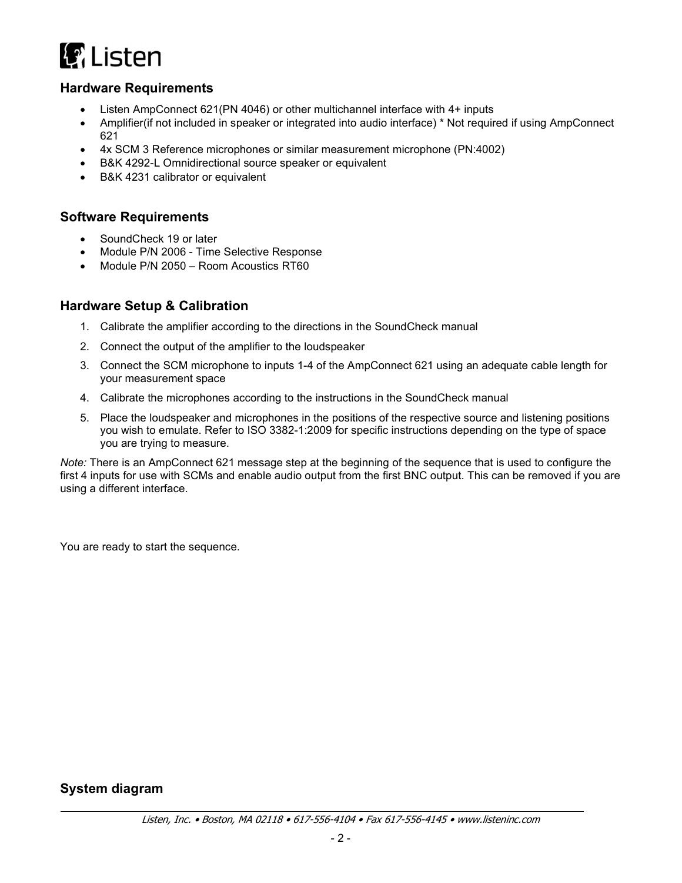## Hardware Requirements

- Listen AmpConnect 621(PN 4046) or other multichannel interface with 4+ inputs
- Amplifier(if not included in speaker or integrated into audio interface) * Not required if using AmpConnect 621
- 4x SCM 3 Reference microphones or similar measurement microphone (PN:4002)
- B&K 4292-L Omnidirectional source speaker or equivalent
- B&K 4231 calibrator or equivalent

## Software Requirements

- SoundCheck 19 or later
- Module P/N 2006 - Time Selective Response
- Module P/N 2050 – Room Acoustics RT60

## Hardware Setup & Calibration

1. Calibrate the amplifier according to the directions in the SoundCheck manual
2. Connect the output of the amplifier to the loudspeaker
3. Connect the SCM microphone to inputs 1-4 of the AmpConnect 621 using an adequate cable length for your measurement space
4. Calibrate the microphones according to the instructions in the SoundCheck manual
5. Place the loudspeaker and microphones in the positions of the respective source and listening positions you wish to emulate. Refer to ISO 3382-1:2009 for specific instructions depending on the type of space you are trying to measure.

*Note:* There is an AmpConnect 621 message step at the beginning of the sequence that is used to configure the first 4 inputs for use with SCMs and enable audio output from the first BNC output. This can be removed if you are using a different interface.

You are ready to start the sequence.

## System diagram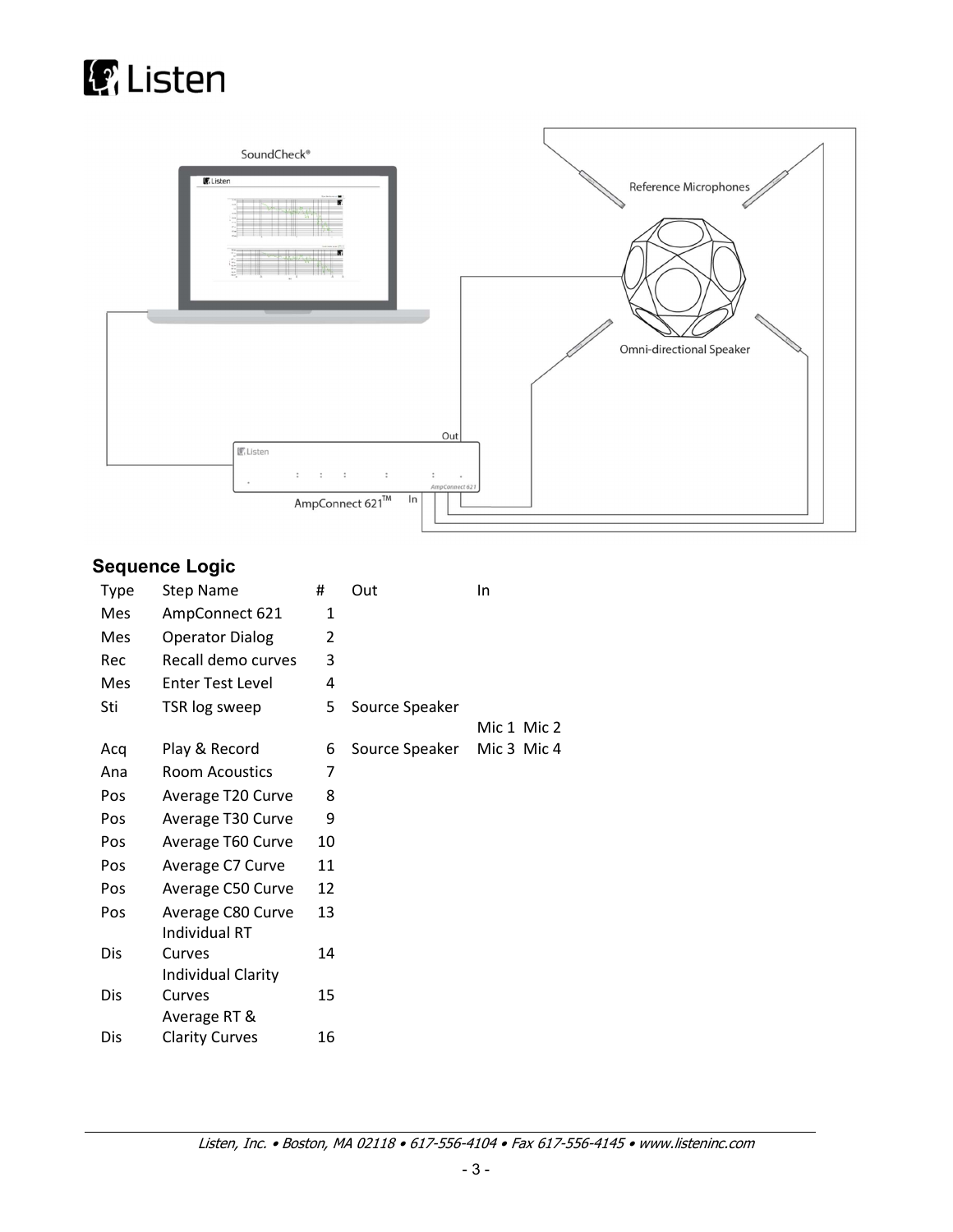## Sequence Logic

| Type | Step Name | # | Out | In |
|---|---|---|---|---|
| Mes | AmpConnect 621 | 1 | | |
| Mes | Operator Dialog | 2 | | |
| Rec | Recall demo curves | 3 | | |
| Mes | Enter Test Level | 4 | | |
| Sti | TSR log sweep | 5 | Source Speaker | |
| Acq | Play & Record | 6 | Source Speaker | Mic 1 Mic 2 Mic 3 Mic 4 |
| Ana | Room Acoustics | 7 | | |
| Pos | Average T20 Curve | 8 | | |
| Pos | Average T30 Curve | 9 | | |
| Pos | Average T60 Curve | 10 | | |
| Pos | Average C7 Curve | 11 | | |
| Pos | Average C50 Curve | 12 | | |
| Pos | Average C80 Curve | 13 | | |
| Dis | Individual RT Curves | 14 | | |
| Dis | Individual Clarity Curves | 15 | | |
| Dis | Average RT & Clarity Curves | 16 | | |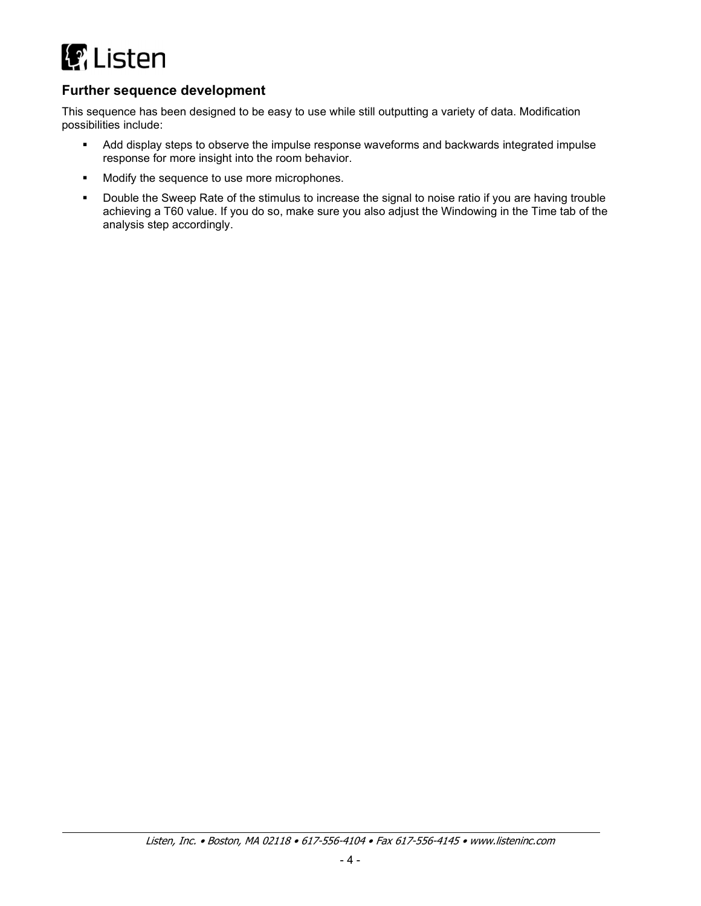## Further sequence development

This sequence has been designed to be easy to use while still outputting a variety of data. Modification possibilities include:

- Add display steps to observe the impulse response waveforms and backwards integrated impulse response for more insight into the room behavior.
- Modify the sequence to use more microphones.
- Double the Sweep Rate of the stimulus to increase the signal to noise ratio if you are having trouble achieving a T60 value. If you do so, make sure you also adjust the Windowing in the Time tab of the analysis step accordingly.